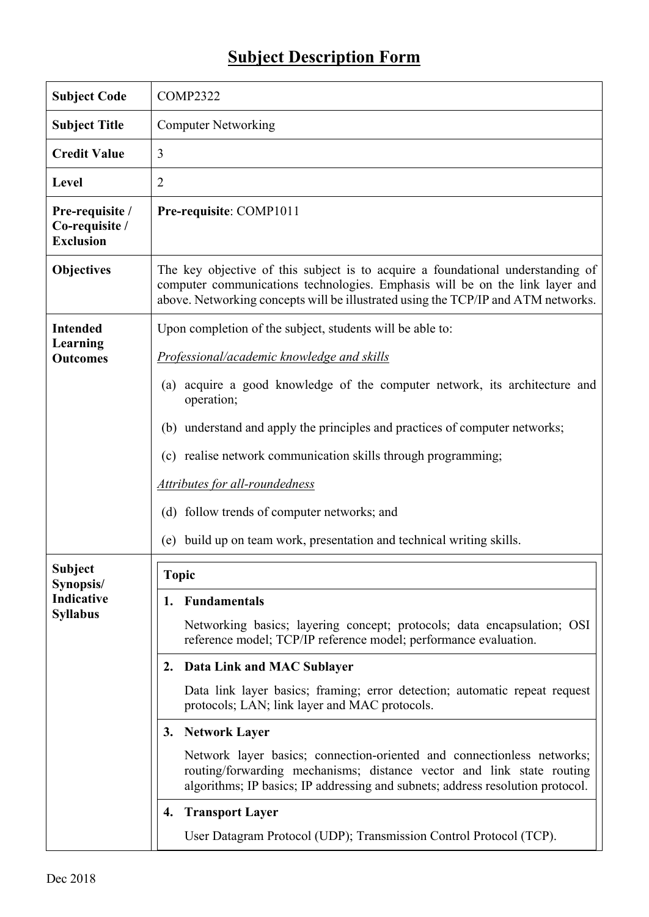# Subject Description Form

| | |
|---|---|
| **Subject Code** | COMP2322 |
| **Subject Title** | Computer Networking |
| **Credit Value** | 3 |
| **Level** | 2 |
| **Pre-requisite / Co-requisite / Exclusion** | **Pre-requisite**: COMP1011 |
| **Objectives** | The key objective of this subject is to acquire a foundational understanding of computer communications technologies. Emphasis will be on the link layer and above. Networking concepts will be illustrated using the TCP/IP and ATM networks. |
| **Intended Learning Outcomes** | Upon completion of the subject, students will be able to:<br><br>*Professional/academic knowledge and skills*<br><br>(a) acquire a good knowledge of the computer network, its architecture and operation;<br><br>(b) understand and apply the principles and practices of computer networks;<br><br>(c) realise network communication skills through programming;<br><br>*Attributes for all-roundedness*<br><br>(d) follow trends of computer networks; and<br><br>(e) build up on team work, presentation and technical writing skills. |
| **Subject Synopsis/ Indicative Syllabus** | **Topic**<br><br>**1. Fundamentals**<br>Networking basics; layering concept; protocols; data encapsulation; OSI reference model; TCP/IP reference model; performance evaluation.<br><br>**2. Data Link and MAC Sublayer**<br>Data link layer basics; framing; error detection; automatic repeat request protocols; LAN; link layer and MAC protocols.<br><br>**3. Network Layer**<br>Network layer basics; connection-oriented and connectionless networks; routing/forwarding mechanisms; distance vector and link state routing algorithms; IP basics; IP addressing and subnets; address resolution protocol.<br><br>**4. Transport Layer**<br>User Datagram Protocol (UDP); Transmission Control Protocol (TCP). |

Dec 2018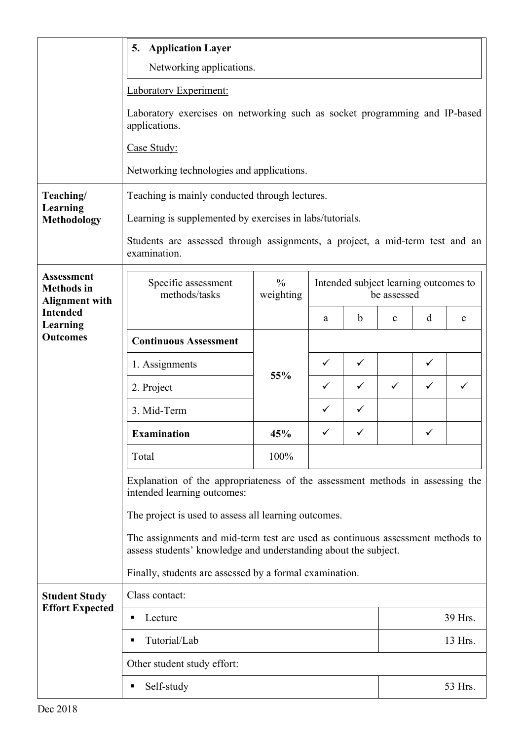**5. Application Layer**

Networking applications.

Laboratory Experiment:

Laboratory exercises on networking such as socket programming and IP-based applications.

Case Study:

Networking technologies and applications.

**Teaching/ Learning Methodology**

Teaching is mainly conducted through lectures.

Learning is supplemented by exercises in labs/tutorials.

Students are assessed through assignments, a project, a mid-term test and an examination.

**Assessment Methods in Alignment with Intended Learning Outcomes**

| Specific assessment methods/tasks | % weighting | Intended subject learning outcomes to be assessed | | | | |
|---|---|---|---|---|---|---|
| | | a | b | c | d | e |
| **Continuous Assessment** | **55%** | | | | | |
| 1. Assignments | | ✓ | ✓ | | ✓ | |
| 2. Project | | ✓ | ✓ | ✓ | ✓ | ✓ |
| 3. Mid-Term | | ✓ | ✓ | | | |
| **Examination** | **45%** | ✓ | ✓ | | ✓ | |
| Total | 100% | | | | | |

Explanation of the appropriateness of the assessment methods in assessing the intended learning outcomes:

The project is used to assess all learning outcomes.

The assignments and mid-term test are used as continuous assessment methods to assess students' knowledge and understanding about the subject.

Finally, students are assessed by a formal examination.

**Student Study Effort Expected**

| Class contact: | |
|---|---|
| ▪ Lecture | 39 Hrs. |
| ▪ Tutorial/Lab | 13 Hrs. |
| Other student study effort: | |
| ▪ Self-study | 53 Hrs. |

Dec 2018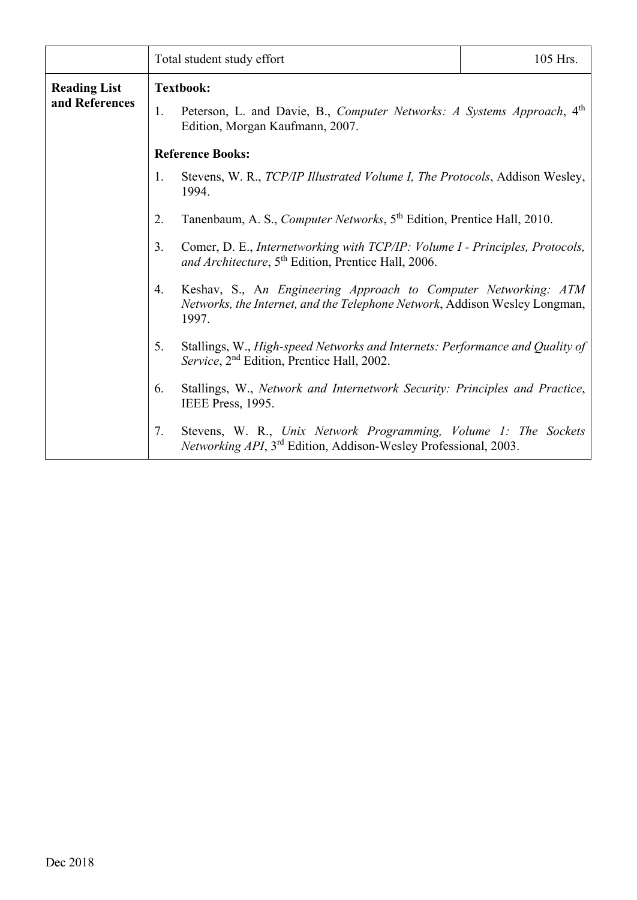| | | |
|---|---|---|
| | Total student study effort | 105 Hrs. |
| **Reading List and References** | **Textbook:**<br><br>1. Peterson, L. and Davie, B., *Computer Networks: A Systems Approach*, 4th Edition, Morgan Kaufmann, 2007.<br><br>**Reference Books:**<br><br>1. Stevens, W. R., *TCP/IP Illustrated Volume I, The Protocols*, Addison Wesley, 1994.<br><br>2. Tanenbaum, A. S., *Computer Networks*, 5th Edition, Prentice Hall, 2010.<br><br>3. Comer, D. E., *Internetworking with TCP/IP: Volume I - Principles, Protocols, and Architecture*, 5th Edition, Prentice Hall, 2006.<br><br>4. Keshav, S., *An Engineering Approach to Computer Networking: ATM Networks, the Internet, and the Telephone Network*, Addison Wesley Longman, 1997.<br><br>5. Stallings, W., *High-speed Networks and Internets: Performance and Quality of Service*, 2nd Edition, Prentice Hall, 2002.<br><br>6. Stallings, W., *Network and Internetwork Security: Principles and Practice*, IEEE Press, 1995.<br><br>7. Stevens, W. R., *Unix Network Programming, Volume 1: The Sockets Networking API*, 3rd Edition, Addison-Wesley Professional, 2003. | |

Dec 2018